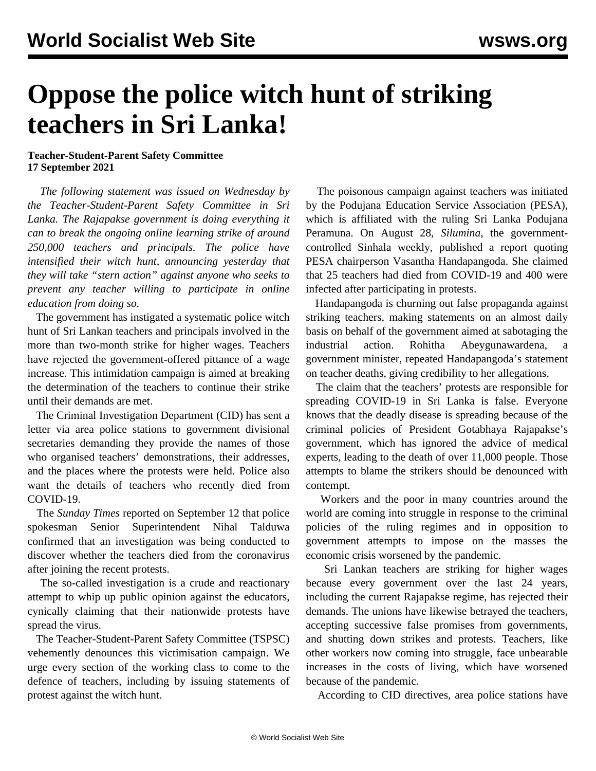# Oppose the police witch hunt of striking teachers in Sri Lanka!

**Teacher-Student-Parent Safety Committee**
**17 September 2021**

*The following statement was issued on Wednesday by the Teacher-Student-Parent Safety Committee in Sri Lanka. The Rajapakse government is doing everything it can to break the ongoing online learning strike of around 250,000 teachers and principals. The police have intensified their witch hunt, announcing yesterday that they will take "stern action" against anyone who seeks to prevent any teacher willing to participate in online education from doing so.*

The government has instigated a systematic police witch hunt of Sri Lankan teachers and principals involved in the more than two-month strike for higher wages. Teachers have rejected the government-offered pittance of a wage increase. This intimidation campaign is aimed at breaking the determination of the teachers to continue their strike until their demands are met.

The Criminal Investigation Department (CID) has sent a letter via area police stations to government divisional secretaries demanding they provide the names of those who organised teachers' demonstrations, their addresses, and the places where the protests were held. Police also want the details of teachers who recently died from COVID-19.

The *Sunday Times* reported on September 12 that police spokesman Senior Superintendent Nihal Talduwa confirmed that an investigation was being conducted to discover whether the teachers died from the coronavirus after joining the recent protests.

The so-called investigation is a crude and reactionary attempt to whip up public opinion against the educators, cynically claiming that their nationwide protests have spread the virus.

The Teacher-Student-Parent Safety Committee (TSPSC) vehemently denounces this victimisation campaign. We urge every section of the working class to come to the defence of teachers, including by issuing statements of protest against the witch hunt.

The poisonous campaign against teachers was initiated by the Podujana Education Service Association (PESA), which is affiliated with the ruling Sri Lanka Podujana Peramuna. On August 28, *Silumina*, the government-controlled Sinhala weekly, published a report quoting PESA chairperson Vasantha Handapangoda. She claimed that 25 teachers had died from COVID-19 and 400 were infected after participating in protests.

Handapangoda is churning out false propaganda against striking teachers, making statements on an almost daily basis on behalf of the government aimed at sabotaging the industrial action. Rohitha Abeygunawardena, a government minister, repeated Handapangoda's statement on teacher deaths, giving credibility to her allegations.

The claim that the teachers' protests are responsible for spreading COVID-19 in Sri Lanka is false. Everyone knows that the deadly disease is spreading because of the criminal policies of President Gotabhaya Rajapakse's government, which has ignored the advice of medical experts, leading to the death of over 11,000 people. Those attempts to blame the strikers should be denounced with contempt.

Workers and the poor in many countries around the world are coming into struggle in response to the criminal policies of the ruling regimes and in opposition to government attempts to impose on the masses the economic crisis worsened by the pandemic.

Sri Lankan teachers are striking for higher wages because every government over the last 24 years, including the current Rajapakse regime, has rejected their demands. The unions have likewise betrayed the teachers, accepting successive false promises from governments, and shutting down strikes and protests. Teachers, like other workers now coming into struggle, face unbearable increases in the costs of living, which have worsened because of the pandemic.

According to CID directives, area police stations have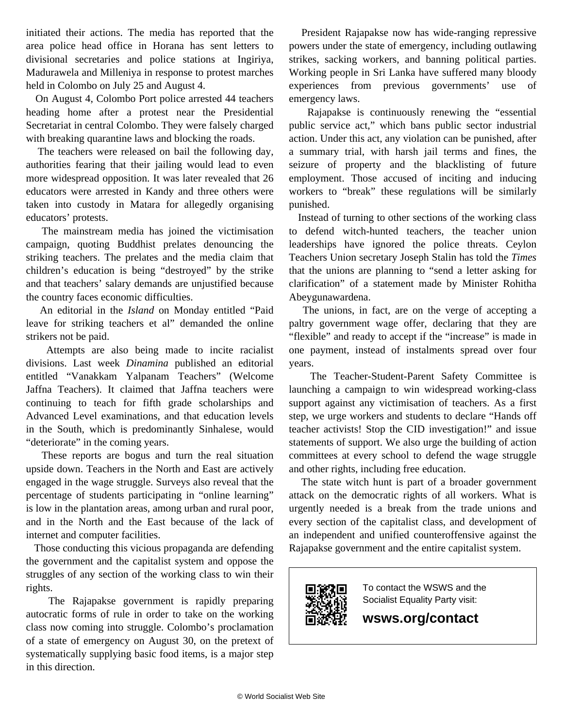initiated their actions. The media has reported that the area police head office in Horana has sent letters to divisional secretaries and police stations at Ingiriya, Madurawela and Milleniya in response to protest marches held in Colombo on July 25 and August 4.

On August 4, Colombo Port police arrested 44 teachers heading home after a protest near the Presidential Secretariat in central Colombo. They were falsely charged with breaking quarantine laws and blocking the roads.

The teachers were released on bail the following day, authorities fearing that their jailing would lead to even more widespread opposition. It was later revealed that 26 educators were arrested in Kandy and three others were taken into custody in Matara for allegedly organising educators' protests.

The mainstream media has joined the victimisation campaign, quoting Buddhist prelates denouncing the striking teachers. The prelates and the media claim that children's education is being "destroyed" by the strike and that teachers' salary demands are unjustified because the country faces economic difficulties.

An editorial in the *Island* on Monday entitled "Paid leave for striking teachers et al" demanded the online strikers not be paid.

Attempts are also being made to incite racialist divisions. Last week *Dinamina* published an editorial entitled "Vanakkam Yalpanam Teachers" (Welcome Jaffna Teachers). It claimed that Jaffna teachers were continuing to teach for fifth grade scholarships and Advanced Level examinations, and that education levels in the South, which is predominantly Sinhalese, would "deteriorate" in the coming years.

These reports are bogus and turn the real situation upside down. Teachers in the North and East are actively engaged in the wage struggle. Surveys also reveal that the percentage of students participating in "online learning" is low in the plantation areas, among urban and rural poor, and in the North and the East because of the lack of internet and computer facilities.

Those conducting this vicious propaganda are defending the government and the capitalist system and oppose the struggles of any section of the working class to win their rights.

The Rajapakse government is rapidly preparing autocratic forms of rule in order to take on the working class now coming into struggle. Colombo's proclamation of a state of emergency on August 30, on the pretext of systematically supplying basic food items, is a major step in this direction.

President Rajapakse now has wide-ranging repressive powers under the state of emergency, including outlawing strikes, sacking workers, and banning political parties. Working people in Sri Lanka have suffered many bloody experiences from previous governments' use of emergency laws.

Rajapakse is continuously renewing the "essential public service act," which bans public sector industrial action. Under this act, any violation can be punished, after a summary trial, with harsh jail terms and fines, the seizure of property and the blacklisting of future employment. Those accused of inciting and inducing workers to "break" these regulations will be similarly punished.

Instead of turning to other sections of the working class to defend witch-hunted teachers, the teacher union leaderships have ignored the police threats. Ceylon Teachers Union secretary Joseph Stalin has told the *Times* that the unions are planning to "send a letter asking for clarification" of a statement made by Minister Rohitha Abeygunawardena.

The unions, in fact, are on the verge of accepting a paltry government wage offer, declaring that they are "flexible" and ready to accept if the "increase" is made in one payment, instead of instalments spread over four years.

The Teacher-Student-Parent Safety Committee is launching a campaign to win widespread working-class support against any victimisation of teachers. As a first step, we urge workers and students to declare "Hands off teacher activists! Stop the CID investigation!" and issue statements of support. We also urge the building of action committees at every school to defend the wage struggle and other rights, including free education.

The state witch hunt is part of a broader government attack on the democratic rights of all workers. What is urgently needed is a break from the trade unions and every section of the capitalist class, and development of an independent and unified counteroffensive against the Rajapakse government and the entire capitalist system.

To contact the WSWS and the Socialist Equality Party visit:

**wsws.org/contact**